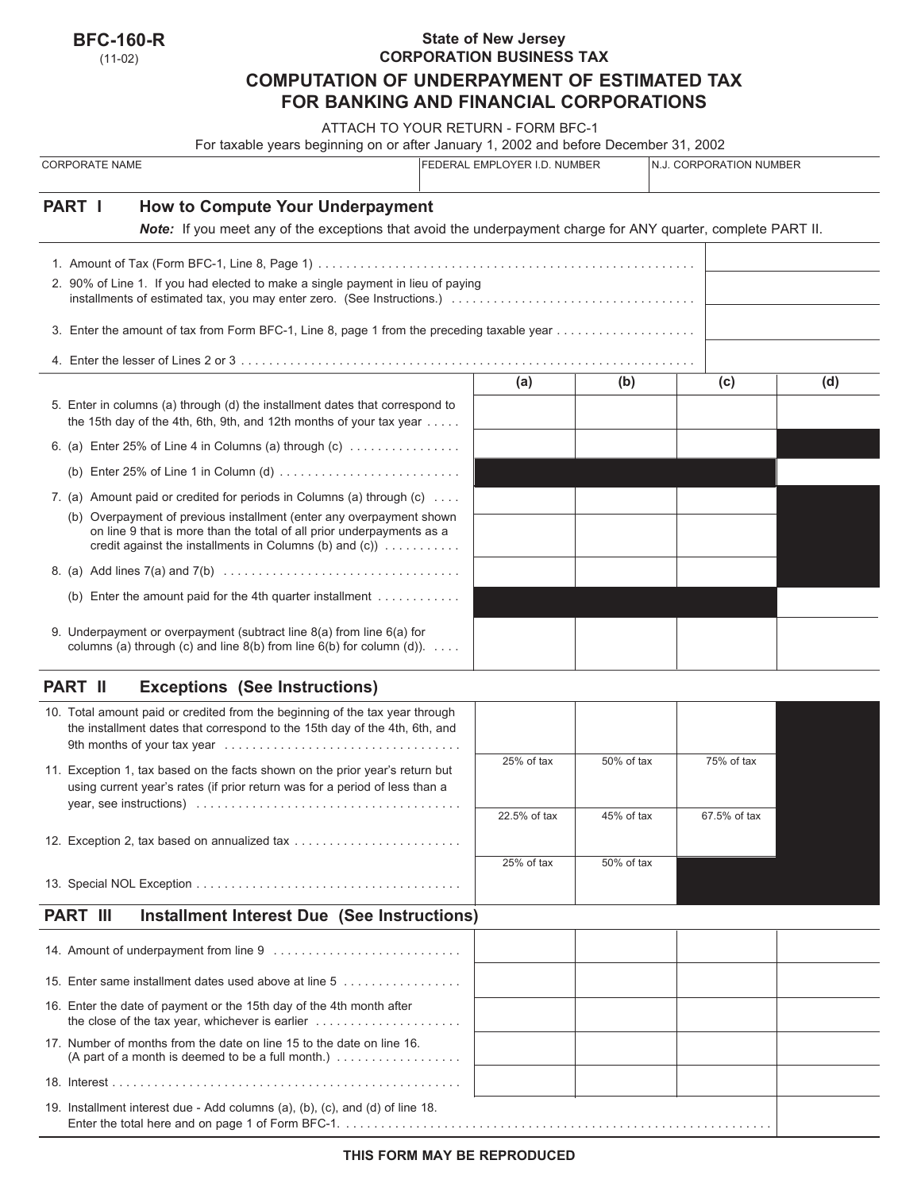**BFC-160-R**
(11-02)

State of New Jersey
CORPORATION BUSINESS TAX

# COMPUTATION OF UNDERPAYMENT OF ESTIMATED TAX FOR BANKING AND FINANCIAL CORPORATIONS

ATTACH TO YOUR RETURN - FORM BFC-1
For taxable years beginning on or after January 1, 2002 and before December 31, 2002

| CORPORATE NAME | FEDERAL EMPLOYER I.D. NUMBER | N.J. CORPORATION NUMBER |
|---|---|---|
| | | |

## PART I How to Compute Your Underpayment

***Note:*** If you meet any of the exceptions that avoid the underpayment charge for ANY quarter, complete PART II.

| | |
|---|---|
| 1. Amount of Tax (Form BFC-1, Line 8, Page 1) | |
| 2. 90% of Line 1. If you had elected to make a single payment in lieu of paying installments of estimated tax, you may enter zero. (See Instructions.) | |
| 3. Enter the amount of tax from Form BFC-1, Line 8, page 1 from the preceding taxable year | |
| 4. Enter the lesser of Lines 2 or 3 | |

| | (a) | (b) | (c) | (d) |
|---|---|---|---|---|
| 5. Enter in columns (a) through (d) the installment dates that correspond to the 15th day of the 4th, 6th, 9th, and 12th months of your tax year | | | | |
| 6. (a) Enter 25% of Line 4 in Columns (a) through (c) | | | | |
| (b) Enter 25% of Line 1 in Column (d) | | | | |
| 7. (a) Amount paid or credited for periods in Columns (a) through (c) | | | | |
| (b) Overpayment of previous installment (enter any overpayment shown on line 9 that is more than the total of all prior underpayments as a credit against the installments in Columns (b) and (c)) | | | | |
| 8. (a) Add lines 7(a) and 7(b) | | | | |
| (b) Enter the amount paid for the 4th quarter installment | | | | |
| 9. Underpayment or overpayment (subtract line 8(a) from line 6(a) for columns (a) through (c) and line 8(b) from line 6(b) for column (d)). | | | | |

## PART II Exceptions (See Instructions)

| | (a) | (b) | (c) |
|---|---|---|---|
| 10. Total amount paid or credited from the beginning of the tax year through the installment dates that correspond to the 15th day of the 4th, 6th, and 9th months of your tax year | | | |
| 11. Exception 1, tax based on the facts shown on the prior year's return but using current year's rates (if prior return was for a period of less than a year, see instructions) | 25% of tax | 50% of tax | 75% of tax |
| 12. Exception 2, tax based on annualized tax | 22.5% of tax | 45% of tax | 67.5% of tax |
| 13. Special NOL Exception | 25% of tax | 50% of tax | |

## PART III Installment Interest Due (See Instructions)

| | (a) | (b) | (c) | (d) |
|---|---|---|---|---|
| 14. Amount of underpayment from line 9 | | | | |
| 15. Enter same installment dates used above at line 5 | | | | |
| 16. Enter the date of payment or the 15th day of the 4th month after the close of the tax year, whichever is earlier | | | | |
| 17. Number of months from the date on line 15 to the date on line 16. (A part of a month is deemed to be a full month.) | | | | |
| 18. Interest | | | | |

19. Installment interest due - Add columns (a), (b), (c), and (d) of line 18. Enter the total here and on page 1 of Form BFC-1.

**THIS FORM MAY BE REPRODUCED**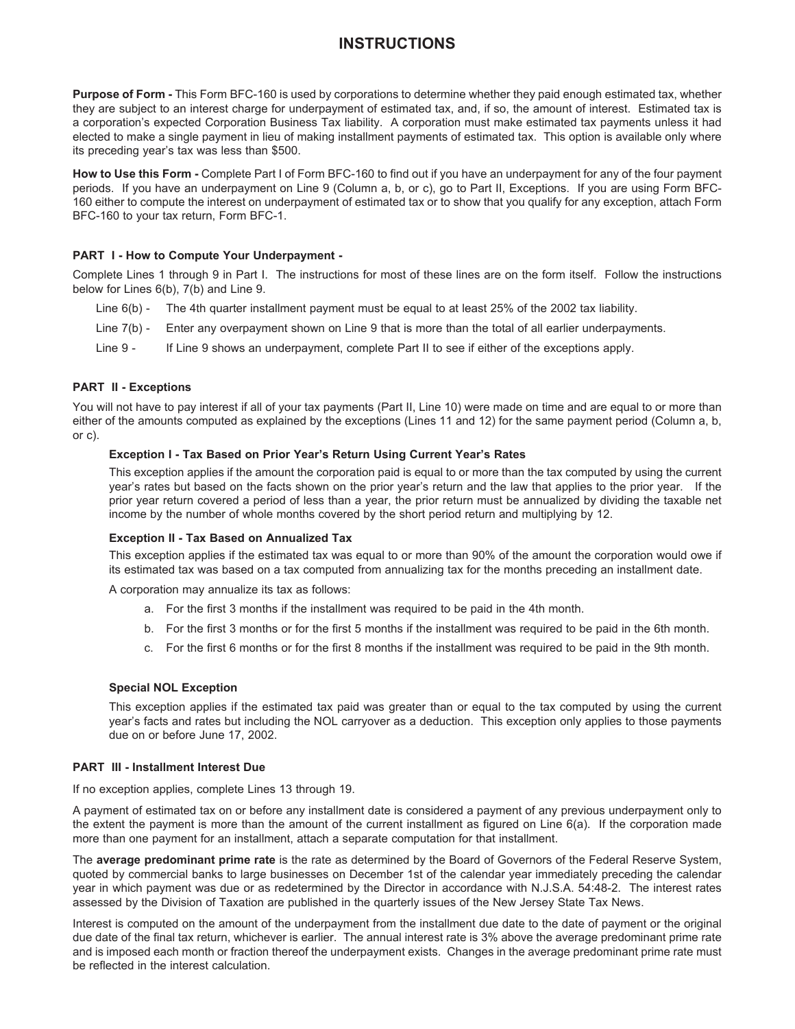# INSTRUCTIONS

**Purpose of Form -** This Form BFC-160 is used by corporations to determine whether they paid enough estimated tax, whether they are subject to an interest charge for underpayment of estimated tax, and, if so, the amount of interest. Estimated tax is a corporation's expected Corporation Business Tax liability. A corporation must make estimated tax payments unless it had elected to make a single payment in lieu of making installment payments of estimated tax. This option is available only where its preceding year's tax was less than $500.

**How to Use this Form -** Complete Part I of Form BFC-160 to find out if you have an underpayment for any of the four payment periods. If you have an underpayment on Line 9 (Column a, b, or c), go to Part II, Exceptions. If you are using Form BFC-160 either to compute the interest on underpayment of estimated tax or to show that you qualify for any exception, attach Form BFC-160 to your tax return, Form BFC-1.

### PART I - How to Compute Your Underpayment -

Complete Lines 1 through 9 in Part I. The instructions for most of these lines are on the form itself. Follow the instructions below for Lines 6(b), 7(b) and Line 9.

- Line 6(b) - The 4th quarter installment payment must be equal to at least 25% of the 2002 tax liability.
- Line 7(b) - Enter any overpayment shown on Line 9 that is more than the total of all earlier underpayments.
- Line 9 - If Line 9 shows an underpayment, complete Part II to see if either of the exceptions apply.

### PART II - Exceptions

You will not have to pay interest if all of your tax payments (Part II, Line 10) were made on time and are equal to or more than either of the amounts computed as explained by the exceptions (Lines 11 and 12) for the same payment period (Column a, b, or c).

#### Exception I - Tax Based on Prior Year's Return Using Current Year's Rates

This exception applies if the amount the corporation paid is equal to or more than the tax computed by using the current year's rates but based on the facts shown on the prior year's return and the law that applies to the prior year. If the prior year return covered a period of less than a year, the prior return must be annualized by dividing the taxable net income by the number of whole months covered by the short period return and multiplying by 12.

#### Exception II - Tax Based on Annualized Tax

This exception applies if the estimated tax was equal to or more than 90% of the amount the corporation would owe if its estimated tax was based on a tax computed from annualizing tax for the months preceding an installment date.

A corporation may annualize its tax as follows:

a. For the first 3 months if the installment was required to be paid in the 4th month.
b. For the first 3 months or for the first 5 months if the installment was required to be paid in the 6th month.
c. For the first 6 months or for the first 8 months if the installment was required to be paid in the 9th month.

#### Special NOL Exception

This exception applies if the estimated tax paid was greater than or equal to the tax computed by using the current year's facts and rates but including the NOL carryover as a deduction. This exception only applies to those payments due on or before June 17, 2002.

### PART III - Installment Interest Due

If no exception applies, complete Lines 13 through 19.

A payment of estimated tax on or before any installment date is considered a payment of any previous underpayment only to the extent the payment is more than the amount of the current installment as figured on Line 6(a). If the corporation made more than one payment for an installment, attach a separate computation for that installment.

The **average predominant prime rate** is the rate as determined by the Board of Governors of the Federal Reserve System, quoted by commercial banks to large businesses on December 1st of the calendar year immediately preceding the calendar year in which payment was due or as redetermined by the Director in accordance with N.J.S.A. 54:48-2. The interest rates assessed by the Division of Taxation are published in the quarterly issues of the New Jersey State Tax News.

Interest is computed on the amount of the underpayment from the installment due date to the date of payment or the original due date of the final tax return, whichever is earlier. The annual interest rate is 3% above the average predominant prime rate and is imposed each month or fraction thereof the underpayment exists. Changes in the average predominant prime rate must be reflected in the interest calculation.